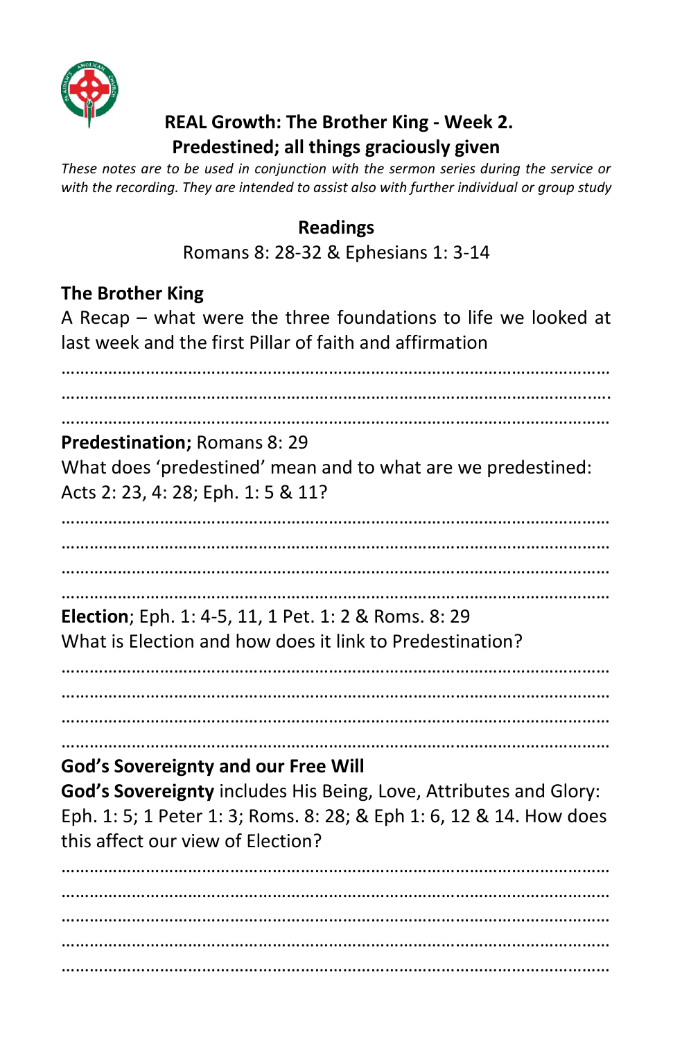## REAL Growth: The Brother King - Week 2.
## Predestined; all things graciously given

*These notes are to be used in conjunction with the sermon series during the service or with the recording. They are intended to assist also with further individual or group study*

**Readings**

Romans 8: 28-32 & Ephesians 1: 3-14

**The Brother King**

A Recap – what were the three foundations to life we looked at last week and the first Pillar of faith and affirmation

…………………………………………………………………………………………………

…………………………………………………………………………………………………

…………………………………………………………………………………………………

**Predestination;** Romans 8: 29
What does 'predestined' mean and to what are we predestined: Acts 2: 23, 4: 28; Eph. 1: 5 & 11?

…………………………………………………………………………………………………

…………………………………………………………………………………………………

…………………………………………………………………………………………………

…………………………………………………………………………………………………

**Election**; Eph. 1: 4-5, 11, 1 Pet. 1: 2 & Roms. 8: 29
What is Election and how does it link to Predestination?

…………………………………………………………………………………………………

…………………………………………………………………………………………………

…………………………………………………………………………………………………

…………………………………………………………………………………………………

**God's Sovereignty and our Free Will**

**God's Sovereignty** includes His Being, Love, Attributes and Glory: Eph. 1: 5; 1 Peter 1: 3; Roms. 8: 28; & Eph 1: 6, 12 & 14. How does this affect our view of Election?

…………………………………………………………………………………………………

…………………………………………………………………………………………………

…………………………………………………………………………………………………

…………………………………………………………………………………………………

…………………………………………………………………………………………………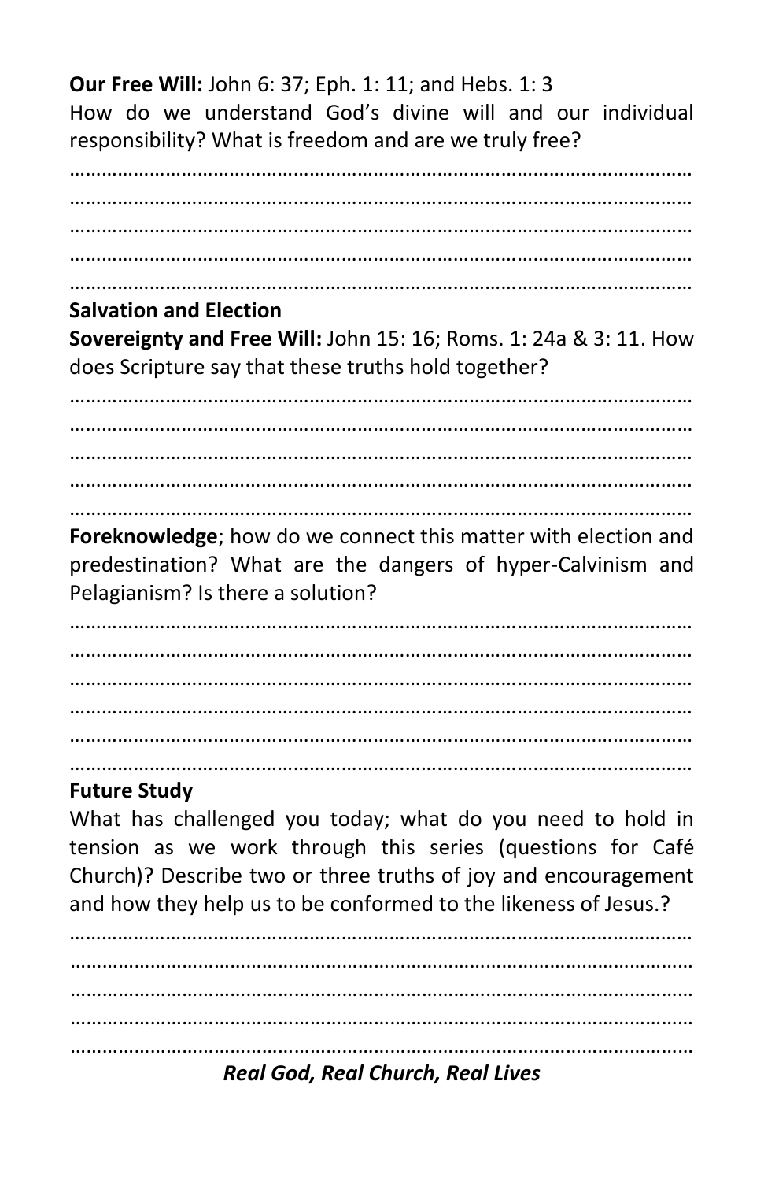**Our Free Will:** John 6: 37; Eph. 1: 11; and Hebs. 1: 3
How do we understand God's divine will and our individual responsibility? What is freedom and are we truly free?

……………………………………………………………………………………………………
……………………………………………………………………………………………………
……………………………………………………………………………………………………
……………………………………………………………………………………………………
……………………………………………………………………………………………………

**Salvation and Election**

**Sovereignty and Free Will:** John 15: 16; Roms. 1: 24a & 3: 11. How does Scripture say that these truths hold together?

……………………………………………………………………………………………………
……………………………………………………………………………………………………
……………………………………………………………………………………………………
……………………………………………………………………………………………………
……………………………………………………………………………………………………

**Foreknowledge**; how do we connect this matter with election and predestination? What are the dangers of hyper-Calvinism and Pelagianism? Is there a solution?

……………………………………………………………………………………………………
……………………………………………………………………………………………………
……………………………………………………………………………………………………
……………………………………………………………………………………………………
……………………………………………………………………………………………………
……………………………………………………………………………………………………

**Future Study**

What has challenged you today; what do you need to hold in tension as we work through this series (questions for Café Church)? Describe two or three truths of joy and encouragement and how they help us to be conformed to the likeness of Jesus.?

……………………………………………………………………………………………………
……………………………………………………………………………………………………
……………………………………………………………………………………………………
……………………………………………………………………………………………………
……………………………………………………………………………………………………

***Real God, Real Church, Real Lives***